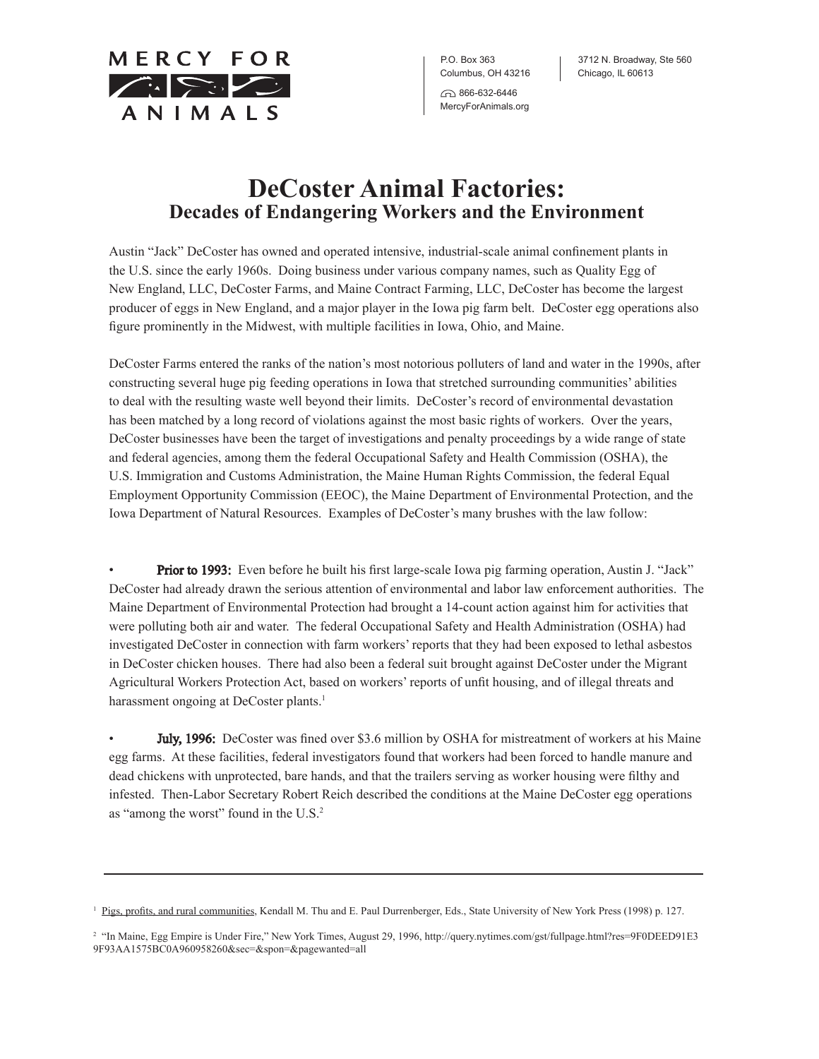MERCY FOR ANIMALS

P.O. Box 363
Columbus, OH 43216

866-632-6446
MercyForAnimals.org

3712 N. Broadway, Ste 560
Chicago, IL 60613

# DeCoster Animal Factories:
## Decades of Endangering Workers and the Environment

Austin "Jack" DeCoster has owned and operated intensive, industrial-scale animal confinement plants in the U.S. since the early 1960s. Doing business under various company names, such as Quality Egg of New England, LLC, DeCoster Farms, and Maine Contract Farming, LLC, DeCoster has become the largest producer of eggs in New England, and a major player in the Iowa pig farm belt. DeCoster egg operations also figure prominently in the Midwest, with multiple facilities in Iowa, Ohio, and Maine.

DeCoster Farms entered the ranks of the nation's most notorious polluters of land and water in the 1990s, after constructing several huge pig feeding operations in Iowa that stretched surrounding communities' abilities to deal with the resulting waste well beyond their limits. DeCoster's record of environmental devastation has been matched by a long record of violations against the most basic rights of workers. Over the years, DeCoster businesses have been the target of investigations and penalty proceedings by a wide range of state and federal agencies, among them the federal Occupational Safety and Health Commission (OSHA), the U.S. Immigration and Customs Administration, the Maine Human Rights Commission, the federal Equal Employment Opportunity Commission (EEOC), the Maine Department of Environmental Protection, and the Iowa Department of Natural Resources. Examples of DeCoster's many brushes with the law follow:

- **Prior to 1993:** Even before he built his first large-scale Iowa pig farming operation, Austin J. "Jack" DeCoster had already drawn the serious attention of environmental and labor law enforcement authorities. The Maine Department of Environmental Protection had brought a 14-count action against him for activities that were polluting both air and water. The federal Occupational Safety and Health Administration (OSHA) had investigated DeCoster in connection with farm workers' reports that they had been exposed to lethal asbestos in DeCoster chicken houses. There had also been a federal suit brought against DeCoster under the Migrant Agricultural Workers Protection Act, based on workers' reports of unfit housing, and of illegal threats and harassment ongoing at DeCoster plants.[1]

- **July, 1996:** DeCoster was fined over $3.6 million by OSHA for mistreatment of workers at his Maine egg farms. At these facilities, federal investigators found that workers had been forced to handle manure and dead chickens with unprotected, bare hands, and that the trailers serving as worker housing were filthy and infested. Then-Labor Secretary Robert Reich described the conditions at the Maine DeCoster egg operations as "among the worst" found in the U.S.[2]

---

[1] Pigs, profits, and rural communities, Kendall M. Thu and E. Paul Durrenberger, Eds., State University of New York Press (1998) p. 127.

[2] "In Maine, Egg Empire is Under Fire," New York Times, August 29, 1996, http://query.nytimes.com/gst/fullpage.html?res=9F0DEED91E39F93AA1575BC0A960958260&sec=&spon=&pagewanted=all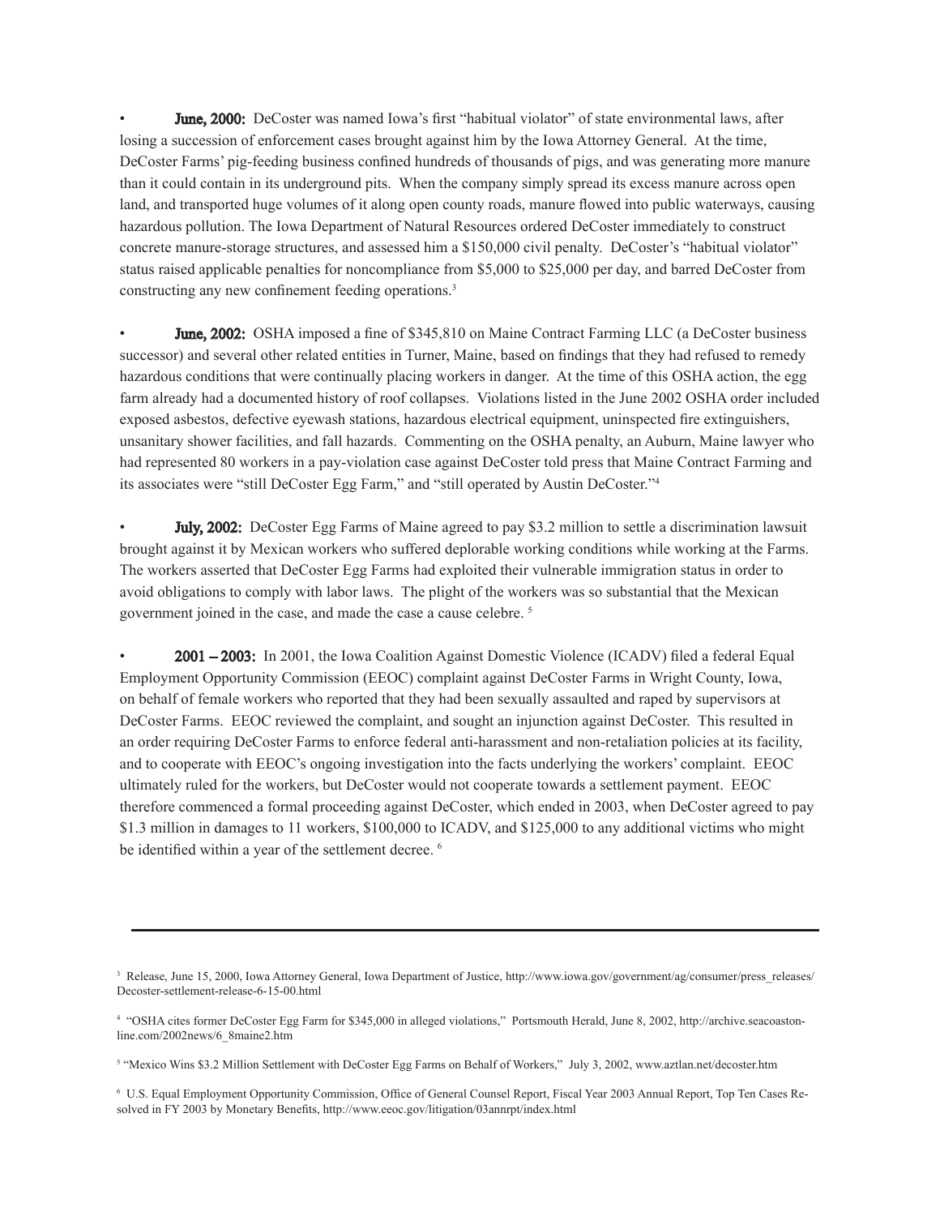- **June, 2000:** DeCoster was named Iowa's first "habitual violator" of state environmental laws, after losing a succession of enforcement cases brought against him by the Iowa Attorney General. At the time, DeCoster Farms' pig-feeding business confined hundreds of thousands of pigs, and was generating more manure than it could contain in its underground pits. When the company simply spread its excess manure across open land, and transported huge volumes of it along open county roads, manure flowed into public waterways, causing hazardous pollution. The Iowa Department of Natural Resources ordered DeCoster immediately to construct concrete manure-storage structures, and assessed him a $150,000 civil penalty. DeCoster's "habitual violator" status raised applicable penalties for noncompliance from $5,000 to $25,000 per day, and barred DeCoster from constructing any new confinement feeding operations.[3]

- **June, 2002:** OSHA imposed a fine of $345,810 on Maine Contract Farming LLC (a DeCoster business successor) and several other related entities in Turner, Maine, based on findings that they had refused to remedy hazardous conditions that were continually placing workers in danger. At the time of this OSHA action, the egg farm already had a documented history of roof collapses. Violations listed in the June 2002 OSHA order included exposed asbestos, defective eyewash stations, hazardous electrical equipment, uninspected fire extinguishers, unsanitary shower facilities, and fall hazards. Commenting on the OSHA penalty, an Auburn, Maine lawyer who had represented 80 workers in a pay-violation case against DeCoster told press that Maine Contract Farming and its associates were "still DeCoster Egg Farm," and "still operated by Austin DeCoster."[4]

- **July, 2002:** DeCoster Egg Farms of Maine agreed to pay $3.2 million to settle a discrimination lawsuit brought against it by Mexican workers who suffered deplorable working conditions while working at the Farms. The workers asserted that DeCoster Egg Farms had exploited their vulnerable immigration status in order to avoid obligations to comply with labor laws. The plight of the workers was so substantial that the Mexican government joined in the case, and made the case a cause celebre. [5]

- **2001 – 2003:** In 2001, the Iowa Coalition Against Domestic Violence (ICADV) filed a federal Equal Employment Opportunity Commission (EEOC) complaint against DeCoster Farms in Wright County, Iowa, on behalf of female workers who reported that they had been sexually assaulted and raped by supervisors at DeCoster Farms. EEOC reviewed the complaint, and sought an injunction against DeCoster. This resulted in an order requiring DeCoster Farms to enforce federal anti-harassment and non-retaliation policies at its facility, and to cooperate with EEOC's ongoing investigation into the facts underlying the workers' complaint. EEOC ultimately ruled for the workers, but DeCoster would not cooperate towards a settlement payment. EEOC therefore commenced a formal proceeding against DeCoster, which ended in 2003, when DeCoster agreed to pay $1.3 million in damages to 11 workers, $100,000 to ICADV, and $125,000 to any additional victims who might be identified within a year of the settlement decree. [6]

---

[3] Release, June 15, 2000, Iowa Attorney General, Iowa Department of Justice, http://www.iowa.gov/government/ag/consumer/press_releases/Decoster-settlement-release-6-15-00.html

[4] "OSHA cites former DeCoster Egg Farm for $345,000 in alleged violations," Portsmouth Herald, June 8, 2002, http://archive.seacoastonline.com/2002news/6_8maine2.htm

[5] "Mexico Wins $3.2 Million Settlement with DeCoster Egg Farms on Behalf of Workers," July 3, 2002, www.aztlan.net/decoster.htm

[6] U.S. Equal Employment Opportunity Commission, Office of General Counsel Report, Fiscal Year 2003 Annual Report, Top Ten Cases Resolved in FY 2003 by Monetary Benefits, http://www.eeoc.gov/litigation/03annrpt/index.html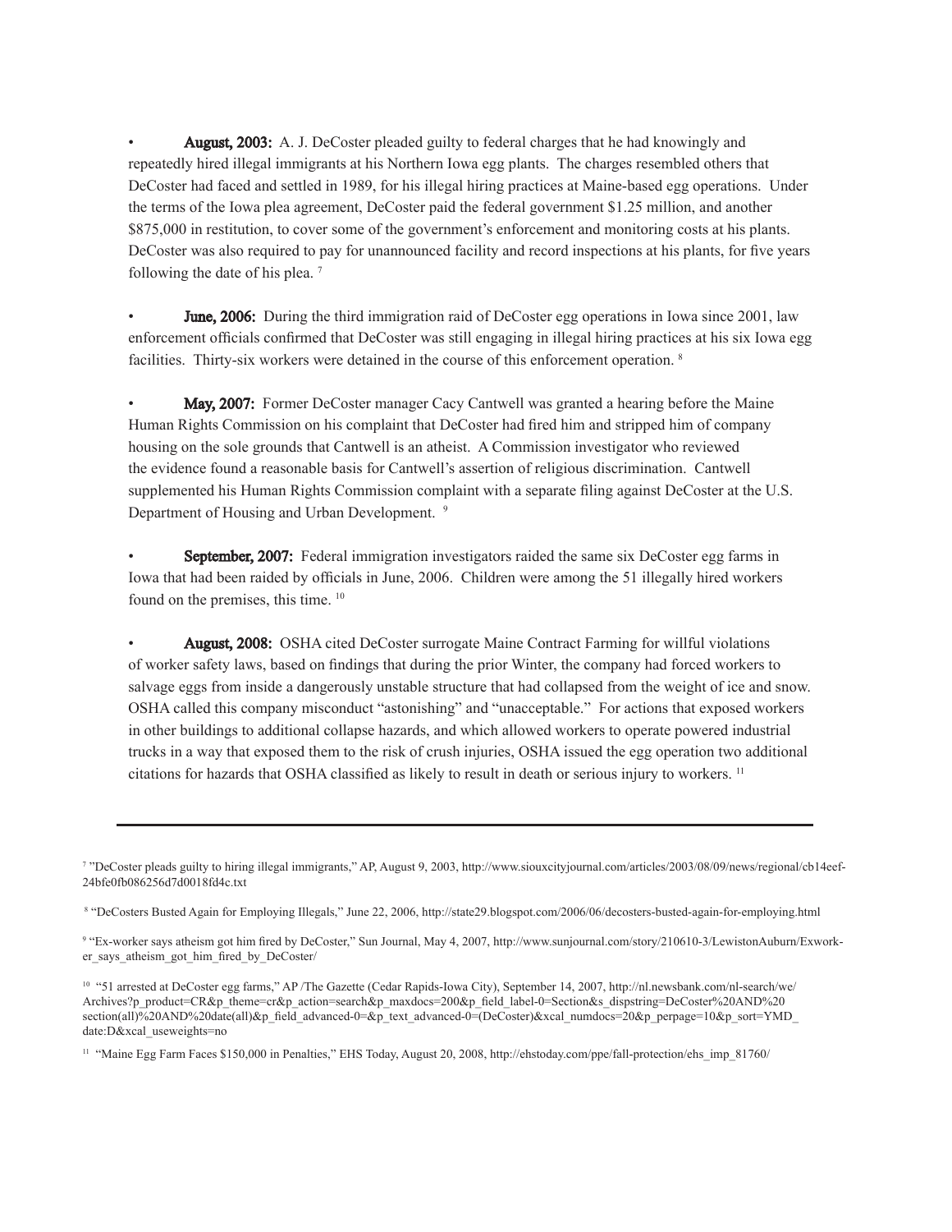- **August, 2003:** A. J. DeCoster pleaded guilty to federal charges that he had knowingly and repeatedly hired illegal immigrants at his Northern Iowa egg plants. The charges resembled others that DeCoster had faced and settled in 1989, for his illegal hiring practices at Maine-based egg operations. Under the terms of the Iowa plea agreement, DeCoster paid the federal government $1.25 million, and another $875,000 in restitution, to cover some of the government's enforcement and monitoring costs at his plants. DeCoster was also required to pay for unannounced facility and record inspections at his plants, for five years following the date of his plea. [7]

- **June, 2006:** During the third immigration raid of DeCoster egg operations in Iowa since 2001, law enforcement officials confirmed that DeCoster was still engaging in illegal hiring practices at his six Iowa egg facilities. Thirty-six workers were detained in the course of this enforcement operation. [8]

- **May, 2007:** Former DeCoster manager Cacy Cantwell was granted a hearing before the Maine Human Rights Commission on his complaint that DeCoster had fired him and stripped him of company housing on the sole grounds that Cantwell is an atheist. A Commission investigator who reviewed the evidence found a reasonable basis for Cantwell's assertion of religious discrimination. Cantwell supplemented his Human Rights Commission complaint with a separate filing against DeCoster at the U.S. Department of Housing and Urban Development. [9]

- **September, 2007:** Federal immigration investigators raided the same six DeCoster egg farms in Iowa that had been raided by officials in June, 2006. Children were among the 51 illegally hired workers found on the premises, this time. [10]

- **August, 2008:** OSHA cited DeCoster surrogate Maine Contract Farming for willful violations of worker safety laws, based on findings that during the prior Winter, the company had forced workers to salvage eggs from inside a dangerously unstable structure that had collapsed from the weight of ice and snow. OSHA called this company misconduct "astonishing" and "unacceptable." For actions that exposed workers in other buildings to additional collapse hazards, and which allowed workers to operate powered industrial trucks in a way that exposed them to the risk of crush injuries, OSHA issued the egg operation two additional citations for hazards that OSHA classified as likely to result in death or serious injury to workers. [11]

---

[7] "DeCoster pleads guilty to hiring illegal immigrants," AP, August 9, 2003, http://www.siouxcityjournal.com/articles/2003/08/09/news/regional/cb14eef-24bfe0fb086256d7d0018fd4c.txt

[8] "DeCosters Busted Again for Employing Illegals," June 22, 2006, http://state29.blogspot.com/2006/06/decosters-busted-again-for-employing.html

[9] "Ex-worker says atheism got him fired by DeCoster," Sun Journal, May 4, 2007, http://www.sunjournal.com/story/210610-3/LewistonAuburn/Exworker_says_atheism_got_him_fired_by_DeCoster/

[10] "51 arrested at DeCoster egg farms," AP /The Gazette (Cedar Rapids-Iowa City), September 14, 2007, http://nl.newsbank.com/nl-search/we/Archives?p_product=CR&p_theme=cr&p_action=search&p_maxdocs=200&p_field_label-0=Section&s_dispstring=DeCoster%20AND%20section(all)%20AND%20date(all)&p_field_advanced-0=&p_text_advanced-0=(DeCoster)&xcal_numdocs=20&p_perpage=10&p_sort=YMD_date:D&xcal_useweights=no

[11] "Maine Egg Farm Faces $150,000 in Penalties," EHS Today, August 20, 2008, http://ehstoday.com/ppe/fall-protection/ehs_imp_81760/